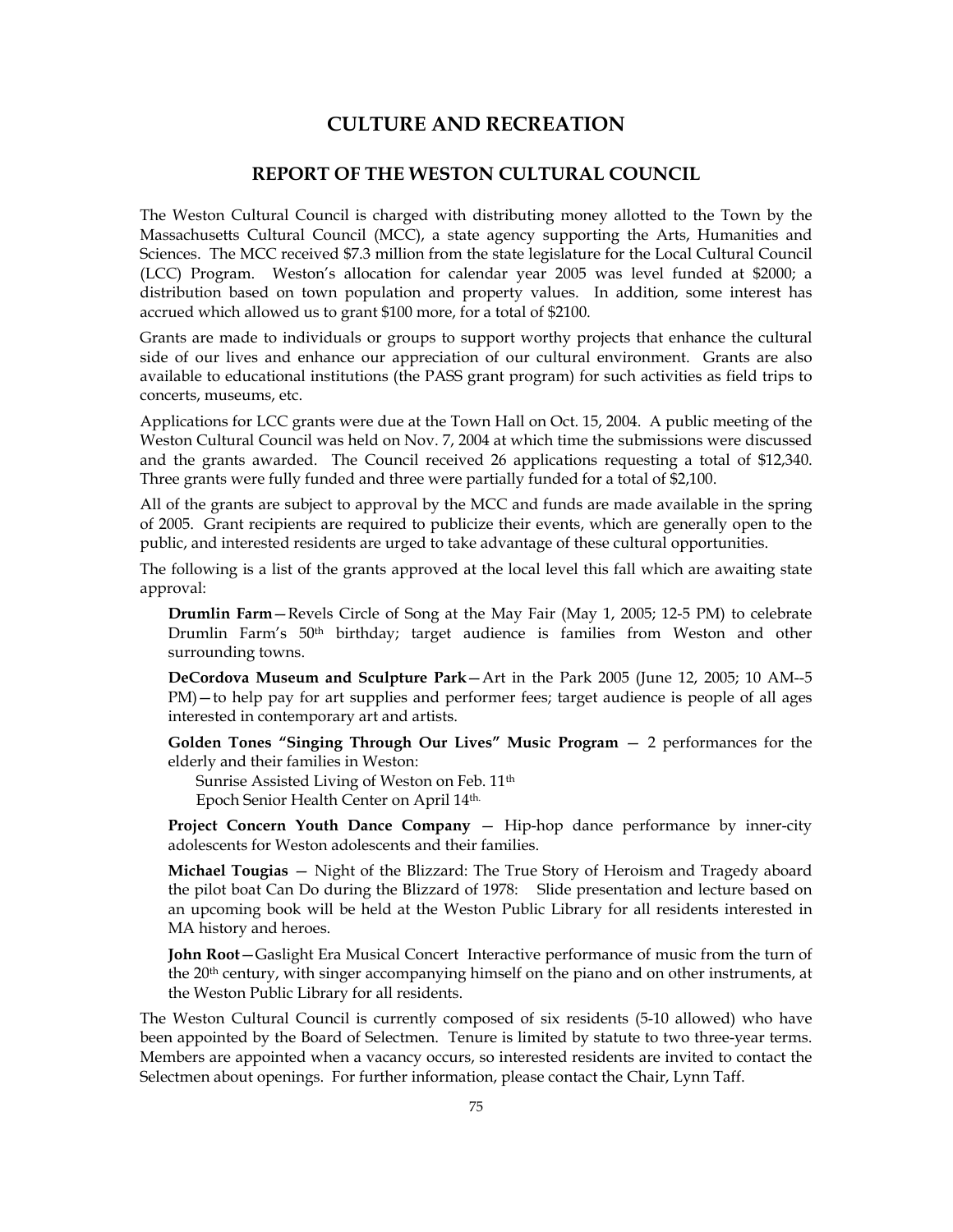# CULTURE AND RECREATION

## REPORT OF THE WESTON CULTURAL COUNCIL

The Weston Cultural Council is charged with distributing money allotted to the Town by the Massachusetts Cultural Council (MCC), a state agency supporting the Arts, Humanities and Sciences. The MCC received $7.3 million from the state legislature for the Local Cultural Council (LCC) Program. Weston's allocation for calendar year 2005 was level funded at $2000; a distribution based on town population and property values. In addition, some interest has accrued which allowed us to grant $100 more, for a total of $2100.

Grants are made to individuals or groups to support worthy projects that enhance the cultural side of our lives and enhance our appreciation of our cultural environment. Grants are also available to educational institutions (the PASS grant program) for such activities as field trips to concerts, museums, etc.

Applications for LCC grants were due at the Town Hall on Oct. 15, 2004. A public meeting of the Weston Cultural Council was held on Nov. 7, 2004 at which time the submissions were discussed and the grants awarded. The Council received 26 applications requesting a total of $12,340. Three grants were fully funded and three were partially funded for a total of $2,100.

All of the grants are subject to approval by the MCC and funds are made available in the spring of 2005. Grant recipients are required to publicize their events, which are generally open to the public, and interested residents are urged to take advantage of these cultural opportunities.

The following is a list of the grants approved at the local level this fall which are awaiting state approval:

**Drumlin Farm**—Revels Circle of Song at the May Fair (May 1, 2005; 12-5 PM) to celebrate Drumlin Farm's 50th birthday; target audience is families from Weston and other surrounding towns.

**DeCordova Museum and Sculpture Park**—Art in the Park 2005 (June 12, 2005; 10 AM--5 PM)—to help pay for art supplies and performer fees; target audience is people of all ages interested in contemporary art and artists.

**Golden Tones "Singing Through Our Lives" Music Program** — 2 performances for the elderly and their families in Weston:
Sunrise Assisted Living of Weston on Feb. 11th
Epoch Senior Health Center on April 14th.

**Project Concern Youth Dance Company** — Hip-hop dance performance by inner-city adolescents for Weston adolescents and their families.

**Michael Tougias** — Night of the Blizzard: The True Story of Heroism and Tragedy aboard the pilot boat Can Do during the Blizzard of 1978: Slide presentation and lecture based on an upcoming book will be held at the Weston Public Library for all residents interested in MA history and heroes.

**John Root**—Gaslight Era Musical Concert Interactive performance of music from the turn of the 20th century, with singer accompanying himself on the piano and on other instruments, at the Weston Public Library for all residents.

The Weston Cultural Council is currently composed of six residents (5-10 allowed) who have been appointed by the Board of Selectmen. Tenure is limited by statute to two three-year terms. Members are appointed when a vacancy occurs, so interested residents are invited to contact the Selectmen about openings. For further information, please contact the Chair, Lynn Taff.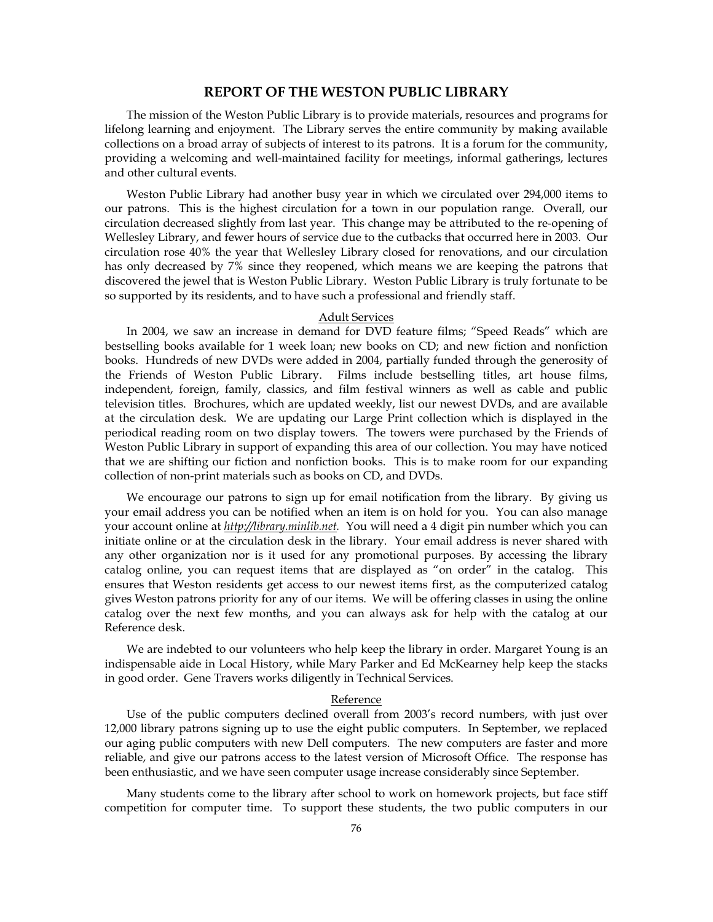# REPORT OF THE WESTON PUBLIC LIBRARY

The mission of the Weston Public Library is to provide materials, resources and programs for lifelong learning and enjoyment. The Library serves the entire community by making available collections on a broad array of subjects of interest to its patrons. It is a forum for the community, providing a welcoming and well-maintained facility for meetings, informal gatherings, lectures and other cultural events.

Weston Public Library had another busy year in which we circulated over 294,000 items to our patrons. This is the highest circulation for a town in our population range. Overall, our circulation decreased slightly from last year. This change may be attributed to the re-opening of Wellesley Library, and fewer hours of service due to the cutbacks that occurred here in 2003. Our circulation rose 40% the year that Wellesley Library closed for renovations, and our circulation has only decreased by 7% since they reopened, which means we are keeping the patrons that discovered the jewel that is Weston Public Library. Weston Public Library is truly fortunate to be so supported by its residents, and to have such a professional and friendly staff.

## Adult Services

In 2004, we saw an increase in demand for DVD feature films; "Speed Reads" which are bestselling books available for 1 week loan; new books on CD; and new fiction and nonfiction books. Hundreds of new DVDs were added in 2004, partially funded through the generosity of the Friends of Weston Public Library. Films include bestselling titles, art house films, independent, foreign, family, classics, and film festival winners as well as cable and public television titles. Brochures, which are updated weekly, list our newest DVDs, and are available at the circulation desk. We are updating our Large Print collection which is displayed in the periodical reading room on two display towers. The towers were purchased by the Friends of Weston Public Library in support of expanding this area of our collection. You may have noticed that we are shifting our fiction and nonfiction books. This is to make room for our expanding collection of non-print materials such as books on CD, and DVDs.

We encourage our patrons to sign up for email notification from the library. By giving us your email address you can be notified when an item is on hold for you. You can also manage your account online at *http://library.minlib.net*. You will need a 4 digit pin number which you can initiate online or at the circulation desk in the library. Your email address is never shared with any other organization nor is it used for any promotional purposes. By accessing the library catalog online, you can request items that are displayed as "on order" in the catalog. This ensures that Weston residents get access to our newest items first, as the computerized catalog gives Weston patrons priority for any of our items. We will be offering classes in using the online catalog over the next few months, and you can always ask for help with the catalog at our Reference desk.

We are indebted to our volunteers who help keep the library in order. Margaret Young is an indispensable aide in Local History, while Mary Parker and Ed McKearney help keep the stacks in good order. Gene Travers works diligently in Technical Services.

## Reference

Use of the public computers declined overall from 2003's record numbers, with just over 12,000 library patrons signing up to use the eight public computers. In September, we replaced our aging public computers with new Dell computers. The new computers are faster and more reliable, and give our patrons access to the latest version of Microsoft Office. The response has been enthusiastic, and we have seen computer usage increase considerably since September.

Many students come to the library after school to work on homework projects, but face stiff competition for computer time. To support these students, the two public computers in our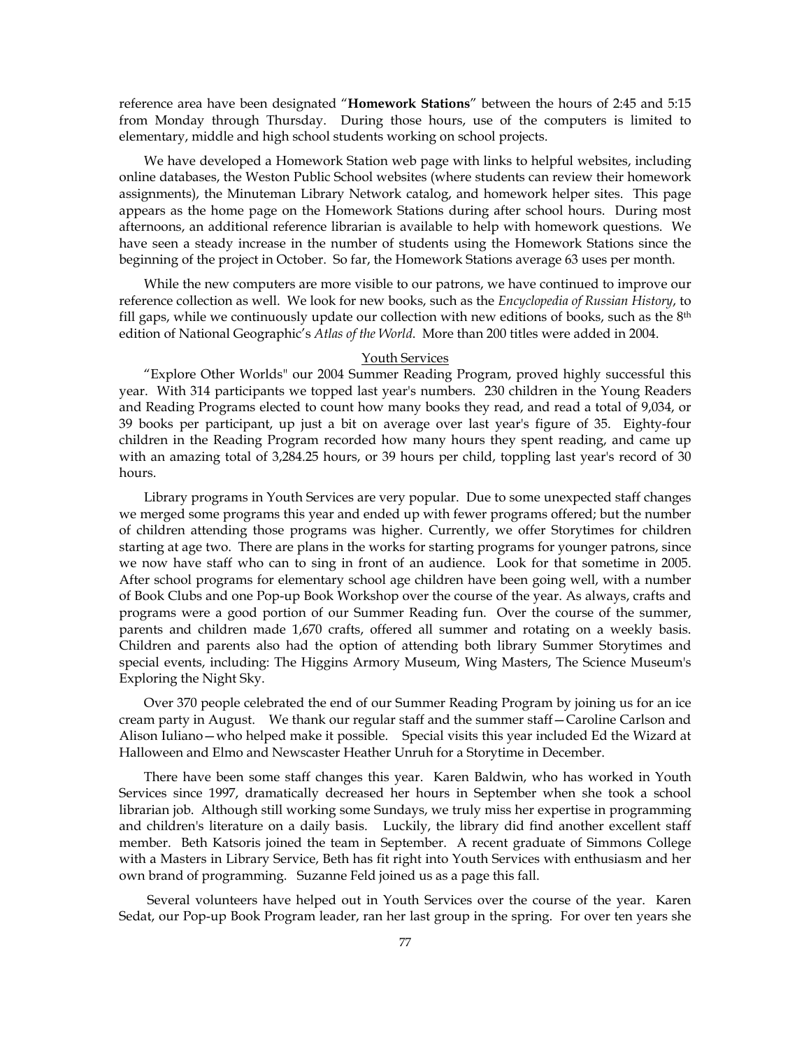reference area have been designated "**Homework Stations**" between the hours of 2:45 and 5:15 from Monday through Thursday. During those hours, use of the computers is limited to elementary, middle and high school students working on school projects.

We have developed a Homework Station web page with links to helpful websites, including online databases, the Weston Public School websites (where students can review their homework assignments), the Minuteman Library Network catalog, and homework helper sites. This page appears as the home page on the Homework Stations during after school hours. During most afternoons, an additional reference librarian is available to help with homework questions. We have seen a steady increase in the number of students using the Homework Stations since the beginning of the project in October. So far, the Homework Stations average 63 uses per month.

While the new computers are more visible to our patrons, we have continued to improve our reference collection as well. We look for new books, such as the *Encyclopedia of Russian History*, to fill gaps, while we continuously update our collection with new editions of books, such as the 8th edition of National Geographic's *Atlas of the World*. More than 200 titles were added in 2004.

## Youth Services

"Explore Other Worlds" our 2004 Summer Reading Program, proved highly successful this year. With 314 participants we topped last year's numbers. 230 children in the Young Readers and Reading Programs elected to count how many books they read, and read a total of 9,034, or 39 books per participant, up just a bit on average over last year's figure of 35. Eighty-four children in the Reading Program recorded how many hours they spent reading, and came up with an amazing total of 3,284.25 hours, or 39 hours per child, toppling last year's record of 30 hours.

Library programs in Youth Services are very popular. Due to some unexpected staff changes we merged some programs this year and ended up with fewer programs offered; but the number of children attending those programs was higher. Currently, we offer Storytimes for children starting at age two. There are plans in the works for starting programs for younger patrons, since we now have staff who can to sing in front of an audience. Look for that sometime in 2005. After school programs for elementary school age children have been going well, with a number of Book Clubs and one Pop-up Book Workshop over the course of the year. As always, crafts and programs were a good portion of our Summer Reading fun. Over the course of the summer, parents and children made 1,670 crafts, offered all summer and rotating on a weekly basis. Children and parents also had the option of attending both library Summer Storytimes and special events, including: The Higgins Armory Museum, Wing Masters, The Science Museum's Exploring the Night Sky.

Over 370 people celebrated the end of our Summer Reading Program by joining us for an ice cream party in August. We thank our regular staff and the summer staff—Caroline Carlson and Alison Iuliano—who helped make it possible. Special visits this year included Ed the Wizard at Halloween and Elmo and Newscaster Heather Unruh for a Storytime in December.

There have been some staff changes this year. Karen Baldwin, who has worked in Youth Services since 1997, dramatically decreased her hours in September when she took a school librarian job. Although still working some Sundays, we truly miss her expertise in programming and children's literature on a daily basis. Luckily, the library did find another excellent staff member. Beth Katsoris joined the team in September. A recent graduate of Simmons College with a Masters in Library Service, Beth has fit right into Youth Services with enthusiasm and her own brand of programming. Suzanne Feld joined us as a page this fall.

Several volunteers have helped out in Youth Services over the course of the year. Karen Sedat, our Pop-up Book Program leader, ran her last group in the spring. For over ten years she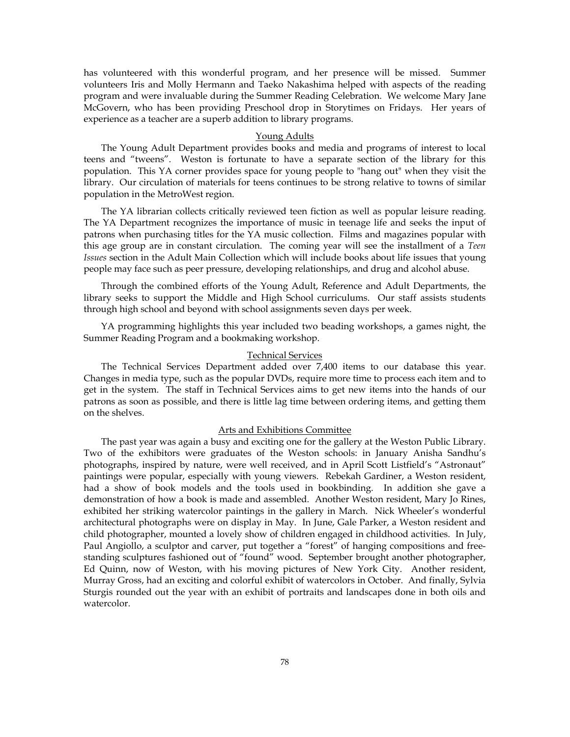has volunteered with this wonderful program, and her presence will be missed. Summer volunteers Iris and Molly Hermann and Taeko Nakashima helped with aspects of the reading program and were invaluable during the Summer Reading Celebration. We welcome Mary Jane McGovern, who has been providing Preschool drop in Storytimes on Fridays. Her years of experience as a teacher are a superb addition to library programs.

## Young Adults

The Young Adult Department provides books and media and programs of interest to local teens and "tweens". Weston is fortunate to have a separate section of the library for this population. This YA corner provides space for young people to "hang out" when they visit the library. Our circulation of materials for teens continues to be strong relative to towns of similar population in the MetroWest region.

The YA librarian collects critically reviewed teen fiction as well as popular leisure reading. The YA Department recognizes the importance of music in teenage life and seeks the input of patrons when purchasing titles for the YA music collection. Films and magazines popular with this age group are in constant circulation. The coming year will see the installment of a *Teen Issues* section in the Adult Main Collection which will include books about life issues that young people may face such as peer pressure, developing relationships, and drug and alcohol abuse.

Through the combined efforts of the Young Adult, Reference and Adult Departments, the library seeks to support the Middle and High School curriculums. Our staff assists students through high school and beyond with school assignments seven days per week.

YA programming highlights this year included two beading workshops, a games night, the Summer Reading Program and a bookmaking workshop.

## Technical Services

The Technical Services Department added over 7,400 items to our database this year. Changes in media type, such as the popular DVDs, require more time to process each item and to get in the system. The staff in Technical Services aims to get new items into the hands of our patrons as soon as possible, and there is little lag time between ordering items, and getting them on the shelves.

## Arts and Exhibitions Committee

The past year was again a busy and exciting one for the gallery at the Weston Public Library. Two of the exhibitors were graduates of the Weston schools: in January Anisha Sandhu's photographs, inspired by nature, were well received, and in April Scott Listfield's "Astronaut" paintings were popular, especially with young viewers. Rebekah Gardiner, a Weston resident, had a show of book models and the tools used in bookbinding. In addition she gave a demonstration of how a book is made and assembled. Another Weston resident, Mary Jo Rines, exhibited her striking watercolor paintings in the gallery in March. Nick Wheeler's wonderful architectural photographs were on display in May. In June, Gale Parker, a Weston resident and child photographer, mounted a lovely show of children engaged in childhood activities. In July, Paul Angiollo, a sculptor and carver, put together a "forest" of hanging compositions and free-standing sculptures fashioned out of "found" wood. September brought another photographer, Ed Quinn, now of Weston, with his moving pictures of New York City. Another resident, Murray Gross, had an exciting and colorful exhibit of watercolors in October. And finally, Sylvia Sturgis rounded out the year with an exhibit of portraits and landscapes done in both oils and watercolor.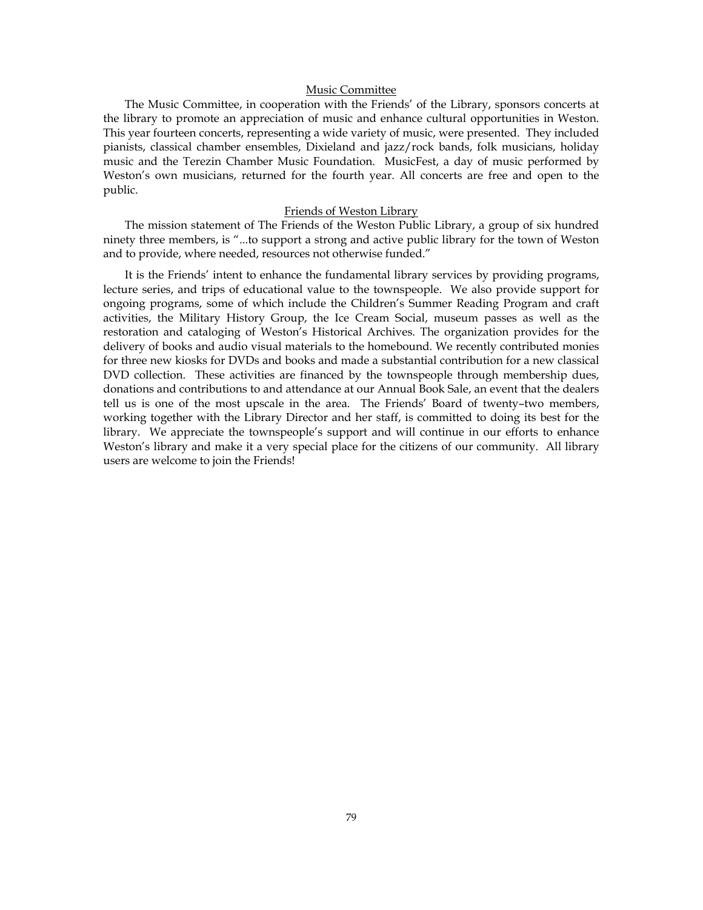## Music Committee

The Music Committee, in cooperation with the Friends' of the Library, sponsors concerts at the library to promote an appreciation of music and enhance cultural opportunities in Weston. This year fourteen concerts, representing a wide variety of music, were presented. They included pianists, classical chamber ensembles, Dixieland and jazz/rock bands, folk musicians, holiday music and the Terezin Chamber Music Foundation. MusicFest, a day of music performed by Weston's own musicians, returned for the fourth year. All concerts are free and open to the public.

## Friends of Weston Library

The mission statement of The Friends of the Weston Public Library, a group of six hundred ninety three members, is "...to support a strong and active public library for the town of Weston and to provide, where needed, resources not otherwise funded."

It is the Friends' intent to enhance the fundamental library services by providing programs, lecture series, and trips of educational value to the townspeople. We also provide support for ongoing programs, some of which include the Children's Summer Reading Program and craft activities, the Military History Group, the Ice Cream Social, museum passes as well as the restoration and cataloging of Weston's Historical Archives. The organization provides for the delivery of books and audio visual materials to the homebound. We recently contributed monies for three new kiosks for DVDs and books and made a substantial contribution for a new classical DVD collection. These activities are financed by the townspeople through membership dues, donations and contributions to and attendance at our Annual Book Sale, an event that the dealers tell us is one of the most upscale in the area. The Friends' Board of twenty–two members, working together with the Library Director and her staff, is committed to doing its best for the library. We appreciate the townspeople's support and will continue in our efforts to enhance Weston's library and make it a very special place for the citizens of our community. All library users are welcome to join the Friends!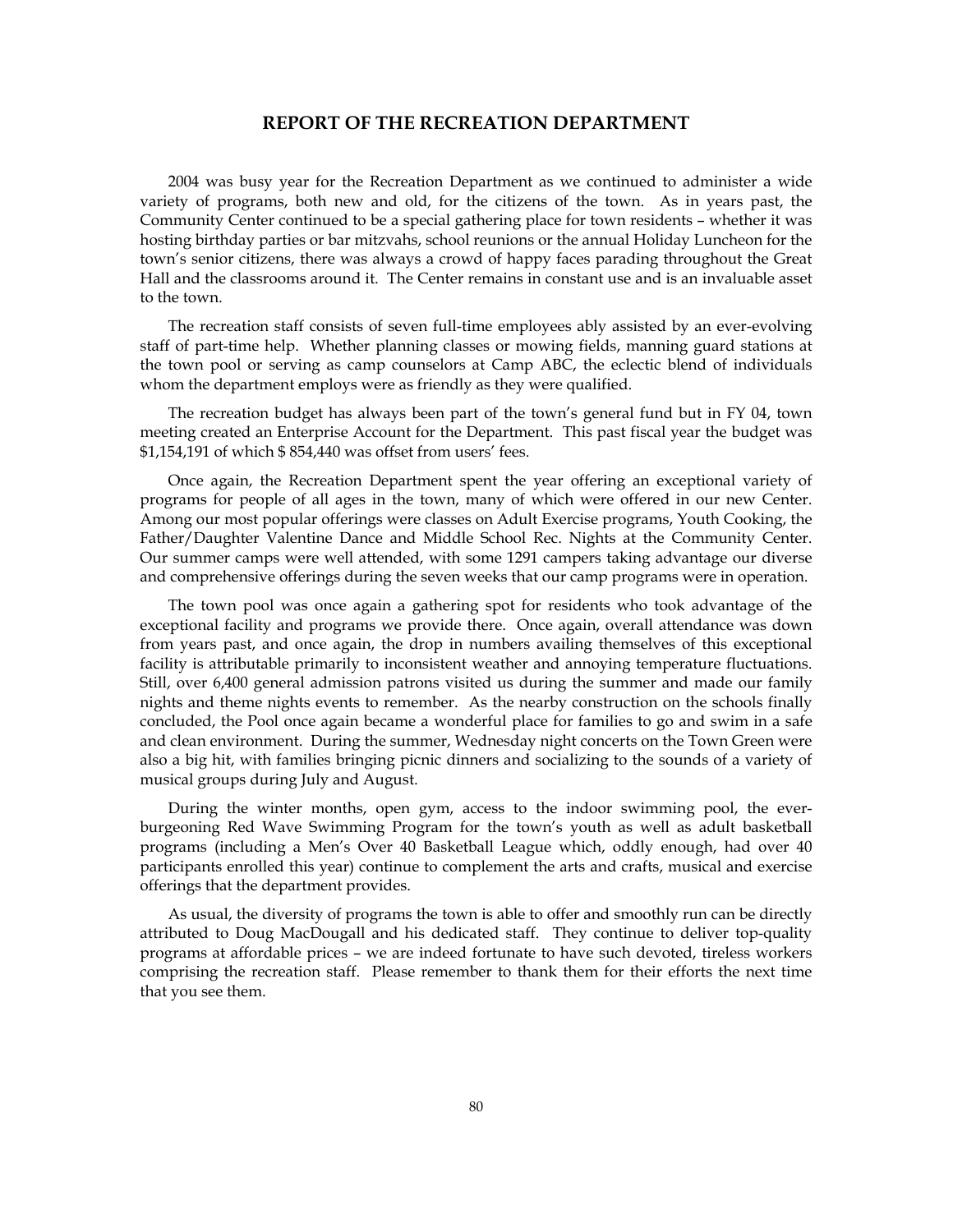# REPORT OF THE RECREATION DEPARTMENT

2004 was busy year for the Recreation Department as we continued to administer a wide variety of programs, both new and old, for the citizens of the town. As in years past, the Community Center continued to be a special gathering place for town residents – whether it was hosting birthday parties or bar mitzvahs, school reunions or the annual Holiday Luncheon for the town's senior citizens, there was always a crowd of happy faces parading throughout the Great Hall and the classrooms around it. The Center remains in constant use and is an invaluable asset to the town.

The recreation staff consists of seven full-time employees ably assisted by an ever-evolving staff of part-time help. Whether planning classes or mowing fields, manning guard stations at the town pool or serving as camp counselors at Camp ABC, the eclectic blend of individuals whom the department employs were as friendly as they were qualified.

The recreation budget has always been part of the town's general fund but in FY 04, town meeting created an Enterprise Account for the Department. This past fiscal year the budget was $1,154,191 of which $ 854,440 was offset from users' fees.

Once again, the Recreation Department spent the year offering an exceptional variety of programs for people of all ages in the town, many of which were offered in our new Center. Among our most popular offerings were classes on Adult Exercise programs, Youth Cooking, the Father/Daughter Valentine Dance and Middle School Rec. Nights at the Community Center. Our summer camps were well attended, with some 1291 campers taking advantage our diverse and comprehensive offerings during the seven weeks that our camp programs were in operation.

The town pool was once again a gathering spot for residents who took advantage of the exceptional facility and programs we provide there. Once again, overall attendance was down from years past, and once again, the drop in numbers availing themselves of this exceptional facility is attributable primarily to inconsistent weather and annoying temperature fluctuations. Still, over 6,400 general admission patrons visited us during the summer and made our family nights and theme nights events to remember. As the nearby construction on the schools finally concluded, the Pool once again became a wonderful place for families to go and swim in a safe and clean environment. During the summer, Wednesday night concerts on the Town Green were also a big hit, with families bringing picnic dinners and socializing to the sounds of a variety of musical groups during July and August.

During the winter months, open gym, access to the indoor swimming pool, the ever-burgeoning Red Wave Swimming Program for the town's youth as well as adult basketball programs (including a Men's Over 40 Basketball League which, oddly enough, had over 40 participants enrolled this year) continue to complement the arts and crafts, musical and exercise offerings that the department provides.

As usual, the diversity of programs the town is able to offer and smoothly run can be directly attributed to Doug MacDougall and his dedicated staff. They continue to deliver top-quality programs at affordable prices – we are indeed fortunate to have such devoted, tireless workers comprising the recreation staff. Please remember to thank them for their efforts the next time that you see them.